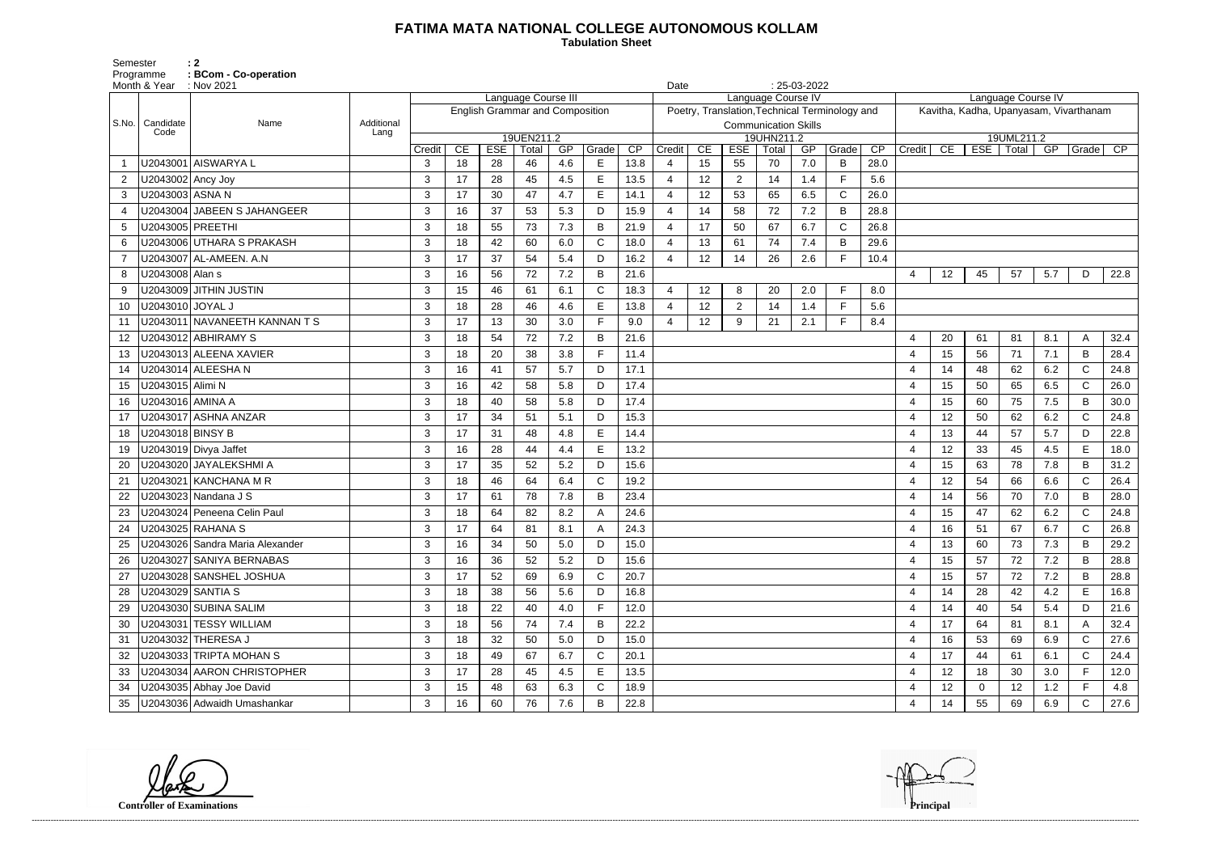# FATIMA MATA NATIONAL COLLEGE AUTONOMOUS KOLLAM

**Tabulation Sheet**

Semester : 2
Programme : BCom - Co-operation
Month & Year : Nov 2021
Date : 25-03-2022

| S.No. | Candidate Code | Name | Additional Lang | Language Course III | | | | | | | Language Course IV | | | | | | | Language Course IV | | | | | | |
|---|---|---|---|---|---|---|---|---|---|---|---|---|---|---|---|---|---|---|---|---|---|---|---|---|
| | | | | English Grammar and Composition | | | | | | | Poetry, Translation,Technical Terminology and Communication Skills | | | | | | | Kavitha, Kadha, Upanyasam, Vivarthanam | | | | | | |
| | | | | 19UEN211.2 | | | | | | | 19UHN211.2 | | | | | | | 19UML211.2 | | | | | | |
| | | | | Credit | CE | ESE | Total | GP | Grade | CP | Credit | CE | ESE | Total | GP | Grade | CP | Credit | CE | ESE | Total | GP | Grade | CP |
| 1 | U2043001 | AISWARYA L | | 3 | 18 | 28 | 46 | 4.6 | E | 13.8 | 4 | 15 | 55 | 70 | 7.0 | B | 28.0 | | | | | | | |
| 2 | U2043002 | Ancy Joy | | 3 | 17 | 28 | 45 | 4.5 | E | 13.5 | 4 | 12 | 2 | 14 | 1.4 | F | 5.6 | | | | | | | |
| 3 | U2043003 | ASNA N | | 3 | 17 | 30 | 47 | 4.7 | E | 14.1 | 4 | 12 | 53 | 65 | 6.5 | C | 26.0 | | | | | | | |
| 4 | U2043004 | JABEEN S JAHANGEER | | 3 | 16 | 37 | 53 | 5.3 | D | 15.9 | 4 | 14 | 58 | 72 | 7.2 | B | 28.8 | | | | | | | |
| 5 | U2043005 | PREETHI | | 3 | 18 | 55 | 73 | 7.3 | B | 21.9 | 4 | 17 | 50 | 67 | 6.7 | C | 26.8 | | | | | | | |
| 6 | U2043006 | UTHARA S PRAKASH | | 3 | 18 | 42 | 60 | 6.0 | C | 18.0 | 4 | 13 | 61 | 74 | 7.4 | B | 29.6 | | | | | | | |
| 7 | U2043007 | AL-AMEEN. A.N | | 3 | 17 | 37 | 54 | 5.4 | D | 16.2 | 4 | 12 | 14 | 26 | 2.6 | F | 10.4 | | | | | | | |
| 8 | U2043008 | Alan s | | 3 | 16 | 56 | 72 | 7.2 | B | 21.6 | | | | | | | | 4 | 12 | 45 | 57 | 5.7 | D | 22.8 |
| 9 | U2043009 | JITHIN JUSTIN | | 3 | 15 | 46 | 61 | 6.1 | C | 18.3 | 4 | 12 | 8 | 20 | 2.0 | F | 8.0 | | | | | | | |
| 10 | U2043010 | JOYAL J | | 3 | 18 | 28 | 46 | 4.6 | E | 13.8 | 4 | 12 | 2 | 14 | 1.4 | F | 5.6 | | | | | | | |
| 11 | U2043011 | NAVANEETH KANNAN T S | | 3 | 17 | 13 | 30 | 3.0 | F | 9.0 | 4 | 12 | 9 | 21 | 2.1 | F | 8.4 | | | | | | | |
| 12 | U2043012 | ABHIRAMY S | | 3 | 18 | 54 | 72 | 7.2 | B | 21.6 | | | | | | | | 4 | 20 | 61 | 81 | 8.1 | A | 32.4 |
| 13 | U2043013 | ALEENA XAVIER | | 3 | 18 | 20 | 38 | 3.8 | F | 11.4 | | | | | | | | 4 | 15 | 56 | 71 | 7.1 | B | 28.4 |
| 14 | U2043014 | ALEESHA N | | 3 | 16 | 41 | 57 | 5.7 | D | 17.1 | | | | | | | | 4 | 14 | 48 | 62 | 6.2 | C | 24.8 |
| 15 | U2043015 | Alimi N | | 3 | 16 | 42 | 58 | 5.8 | D | 17.4 | | | | | | | | 4 | 15 | 50 | 65 | 6.5 | C | 26.0 |
| 16 | U2043016 | AMINA A | | 3 | 18 | 40 | 58 | 5.8 | D | 17.4 | | | | | | | | 4 | 15 | 60 | 75 | 7.5 | B | 30.0 |
| 17 | U2043017 | ASHNA ANZAR | | 3 | 17 | 34 | 51 | 5.1 | D | 15.3 | | | | | | | | 4 | 12 | 50 | 62 | 6.2 | C | 24.8 |
| 18 | U2043018 | BINSY B | | 3 | 17 | 31 | 48 | 4.8 | E | 14.4 | | | | | | | | 4 | 13 | 44 | 57 | 5.7 | D | 22.8 |
| 19 | U2043019 | Divya Jaffet | | 3 | 16 | 28 | 44 | 4.4 | E | 13.2 | | | | | | | | 4 | 12 | 33 | 45 | 4.5 | E | 18.0 |
| 20 | U2043020 | JAYALEKSHMI A | | 3 | 17 | 35 | 52 | 5.2 | D | 15.6 | | | | | | | | 4 | 15 | 63 | 78 | 7.8 | B | 31.2 |
| 21 | U2043021 | KANCHANA M R | | 3 | 18 | 46 | 64 | 6.4 | C | 19.2 | | | | | | | | 4 | 12 | 54 | 66 | 6.6 | C | 26.4 |
| 22 | U2043023 | Nandana J S | | 3 | 17 | 61 | 78 | 7.8 | B | 23.4 | | | | | | | | 4 | 14 | 56 | 70 | 7.0 | B | 28.0 |
| 23 | U2043024 | Peneena Celin Paul | | 3 | 18 | 64 | 82 | 8.2 | A | 24.6 | | | | | | | | 4 | 15 | 47 | 62 | 6.2 | C | 24.8 |
| 24 | U2043025 | RAHANA S | | 3 | 17 | 64 | 81 | 8.1 | A | 24.3 | | | | | | | | 4 | 16 | 51 | 67 | 6.7 | C | 26.8 |
| 25 | U2043026 | Sandra Maria Alexander | | 3 | 16 | 34 | 50 | 5.0 | D | 15.0 | | | | | | | | 4 | 13 | 60 | 73 | 7.3 | B | 29.2 |
| 26 | U2043027 | SANIYA BERNABAS | | 3 | 16 | 36 | 52 | 5.2 | D | 15.6 | | | | | | | | 4 | 15 | 57 | 72 | 7.2 | B | 28.8 |
| 27 | U2043028 | SANSHEL JOSHUA | | 3 | 17 | 52 | 69 | 6.9 | C | 20.7 | | | | | | | | 4 | 15 | 57 | 72 | 7.2 | B | 28.8 |
| 28 | U2043029 | SANTIA S | | 3 | 18 | 38 | 56 | 5.6 | D | 16.8 | | | | | | | | 4 | 14 | 28 | 42 | 4.2 | E | 16.8 |
| 29 | U2043030 | SUBINA SALIM | | 3 | 18 | 22 | 40 | 4.0 | F | 12.0 | | | | | | | | 4 | 14 | 40 | 54 | 5.4 | D | 21.6 |
| 30 | U2043031 | TESSY WILLIAM | | 3 | 18 | 56 | 74 | 7.4 | B | 22.2 | | | | | | | | 4 | 17 | 64 | 81 | 8.1 | A | 32.4 |
| 31 | U2043032 | THERESA J | | 3 | 18 | 32 | 50 | 5.0 | D | 15.0 | | | | | | | | 4 | 16 | 53 | 69 | 6.9 | C | 27.6 |
| 32 | U2043033 | TRIPTA MOHAN S | | 3 | 18 | 49 | 67 | 6.7 | C | 20.1 | | | | | | | | 4 | 17 | 44 | 61 | 6.1 | C | 24.4 |
| 33 | U2043034 | AARON CHRISTOPHER | | 3 | 17 | 28 | 45 | 4.5 | E | 13.5 | | | | | | | | 4 | 12 | 18 | 30 | 3.0 | F | 12.0 |
| 34 | U2043035 | Abhay Joe David | | 3 | 15 | 48 | 63 | 6.3 | C | 18.9 | | | | | | | | 4 | 12 | 0 | 12 | 1.2 | F | 4.8 |
| 35 | U2043036 | Adwaidh Umashankar | | 3 | 16 | 60 | 76 | 7.6 | B | 22.8 | | | | | | | | 4 | 14 | 55 | 69 | 6.9 | C | 27.6 |

**Controller of Examinations**

**Principal**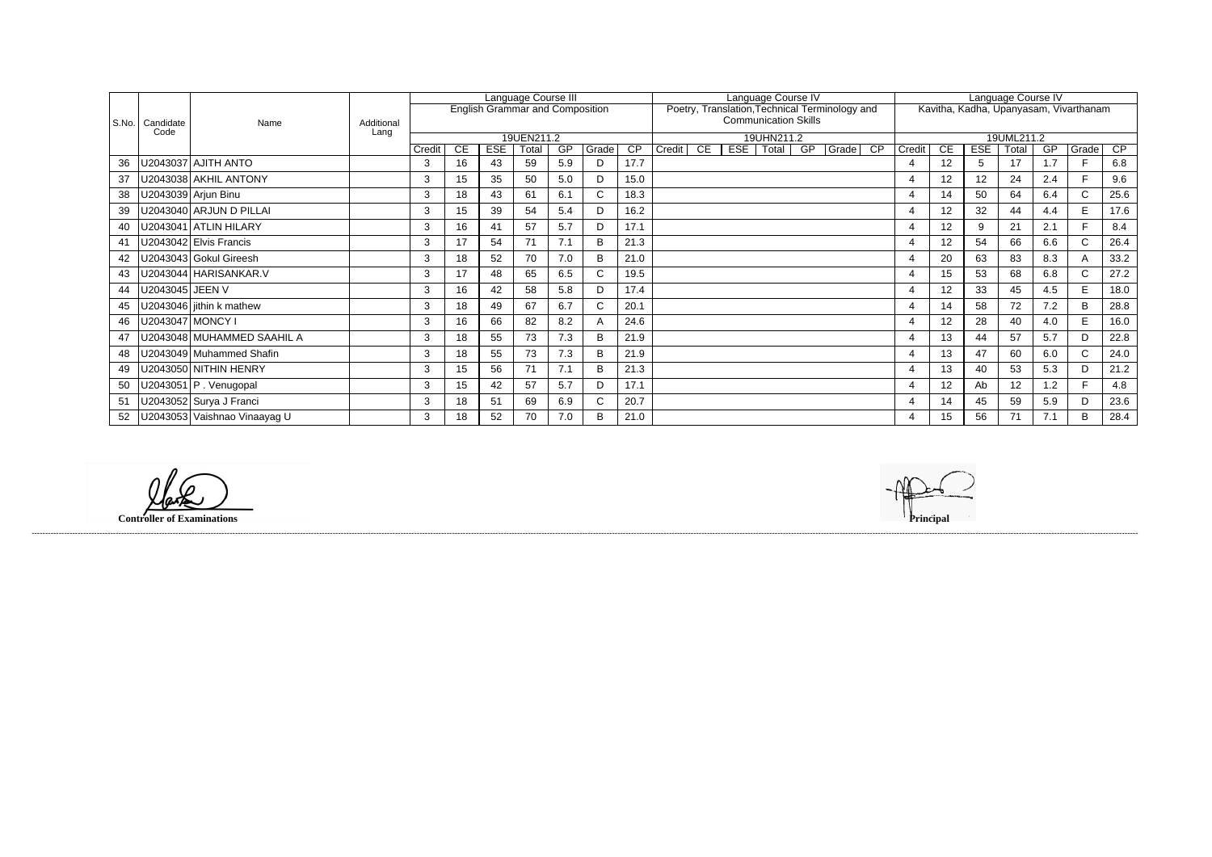| S.No. | Candidate Code | Name | Additional Lang | Language Course III English Grammar and Composition 19UEN211.2 | | | | | | | Language Course IV Poetry, Translation,Technical Terminology and Communication Skills 19UHN211.2 | | | | | | | Language Course IV Kavitha, Kadha, Upanyasam, Vivarthanam 19UML211.2 | | | | | | |
|---|---|---|---|---|---|---|---|---|---|---|---|---|---|---|---|---|---|---|---|---|---|---|---|---|
| | | | | Credit | CE | ESE | Total | GP | Grade | CP | Credit | CE | ESE | Total | GP | Grade | CP | Credit | CE | ESE | Total | GP | Grade | CP |
| 36 | U2043037 | AJITH ANTO | | 3 | 16 | 43 | 59 | 5.9 | D | 17.7 | | | | | | | | 4 | 12 | 5 | 17 | 1.7 | F | 6.8 |
| 37 | U2043038 | AKHIL ANTONY | | 3 | 15 | 35 | 50 | 5.0 | D | 15.0 | | | | | | | | 4 | 12 | 12 | 24 | 2.4 | F | 9.6 |
| 38 | U2043039 | Arjun Binu | | 3 | 18 | 43 | 61 | 6.1 | C | 18.3 | | | | | | | | 4 | 14 | 50 | 64 | 6.4 | C | 25.6 |
| 39 | U2043040 | ARJUN D PILLAI | | 3 | 15 | 39 | 54 | 5.4 | D | 16.2 | | | | | | | | 4 | 12 | 32 | 44 | 4.4 | E | 17.6 |
| 40 | U2043041 | ATLIN HILARY | | 3 | 16 | 41 | 57 | 5.7 | D | 17.1 | | | | | | | | 4 | 12 | 9 | 21 | 2.1 | F | 8.4 |
| 41 | U2043042 | Elvis Francis | | 3 | 17 | 54 | 71 | 7.1 | B | 21.3 | | | | | | | | 4 | 12 | 54 | 66 | 6.6 | C | 26.4 |
| 42 | U2043043 | Gokul Gireesh | | 3 | 18 | 52 | 70 | 7.0 | B | 21.0 | | | | | | | | 4 | 20 | 63 | 83 | 8.3 | A | 33.2 |
| 43 | U2043044 | HARISANKAR.V | | 3 | 17 | 48 | 65 | 6.5 | C | 19.5 | | | | | | | | 4 | 15 | 53 | 68 | 6.8 | C | 27.2 |
| 44 | U2043045 | JEEN V | | 3 | 16 | 42 | 58 | 5.8 | D | 17.4 | | | | | | | | 4 | 12 | 33 | 45 | 4.5 | E | 18.0 |
| 45 | U2043046 | jithin k mathew | | 3 | 18 | 49 | 67 | 6.7 | C | 20.1 | | | | | | | | 4 | 14 | 58 | 72 | 7.2 | B | 28.8 |
| 46 | U2043047 | MONCY I | | 3 | 16 | 66 | 82 | 8.2 | A | 24.6 | | | | | | | | 4 | 12 | 28 | 40 | 4.0 | E | 16.0 |
| 47 | U2043048 | MUHAMMED SAAHIL A | | 3 | 18 | 55 | 73 | 7.3 | B | 21.9 | | | | | | | | 4 | 13 | 44 | 57 | 5.7 | D | 22.8 |
| 48 | U2043049 | Muhammed Shafin | | 3 | 18 | 55 | 73 | 7.3 | B | 21.9 | | | | | | | | 4 | 13 | 47 | 60 | 6.0 | C | 24.0 |
| 49 | U2043050 | NITHIN HENRY | | 3 | 15 | 56 | 71 | 7.1 | B | 21.3 | | | | | | | | 4 | 13 | 40 | 53 | 5.3 | D | 21.2 |
| 50 | U2043051 | P . Venugopal | | 3 | 15 | 42 | 57 | 5.7 | D | 17.1 | | | | | | | | 4 | 12 | Ab | 12 | 1.2 | F | 4.8 |
| 51 | U2043052 | Surya J Franci | | 3 | 18 | 51 | 69 | 6.9 | C | 20.7 | | | | | | | | 4 | 14 | 45 | 59 | 5.9 | D | 23.6 |
| 52 | U2043053 | Vaishnao Vinaayag U | | 3 | 18 | 52 | 70 | 7.0 | B | 21.0 | | | | | | | | 4 | 15 | 56 | 71 | 7.1 | B | 28.4 |

**Controller of Examinations**

**Principal**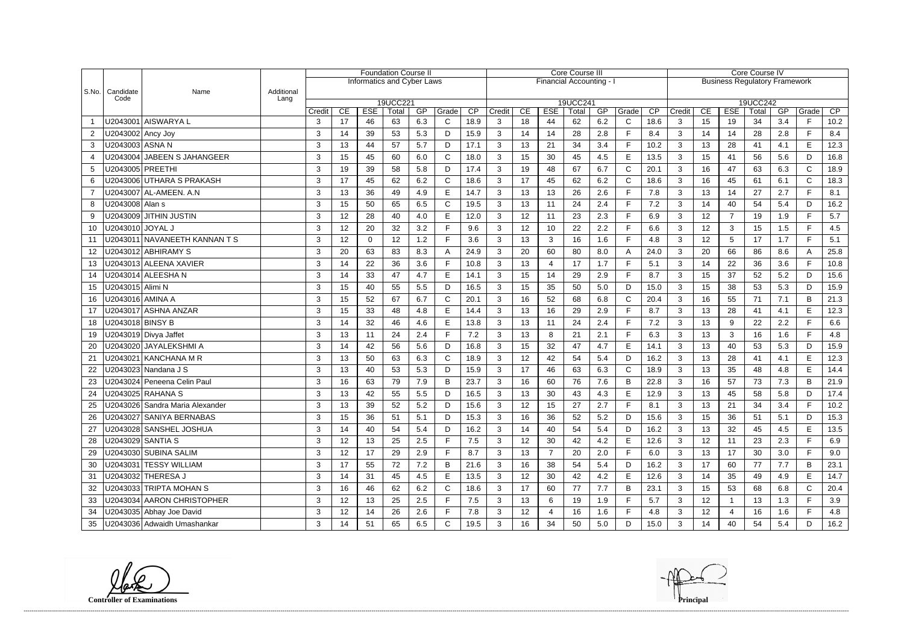| S.No. | Candidate Code | Name | Additional Lang | Foundation Course II | | | | | | | Core Course III | | | | | | | Core Course IV | | | | | | |
|---|---|---|---|---|---|---|---|---|---|---|---|---|---|---|---|---|---|---|---|---|---|---|---|---|
| | | | | Informatics and Cyber Laws | | | | | | | Financial Accounting - I | | | | | | | Business Regulatory Framework | | | | | | |
| | | | | 19UCC221 | | | | | | | 19UCC241 | | | | | | | 19UCC242 | | | | | | |
| | | | | Credit | CE | ESE | Total | GP | Grade | CP | Credit | CE | ESE | Total | GP | Grade | CP | Credit | CE | ESE | Total | GP | Grade | CP |
| 1 | U2043001 | AISWARYA L | | 3 | 17 | 46 | 63 | 6.3 | C | 18.9 | 3 | 18 | 44 | 62 | 6.2 | C | 18.6 | 3 | 15 | 19 | 34 | 3.4 | F | 10.2 |
| 2 | U2043002 | Ancy Joy | | 3 | 14 | 39 | 53 | 5.3 | D | 15.9 | 3 | 14 | 14 | 28 | 2.8 | F | 8.4 | 3 | 14 | 14 | 28 | 2.8 | F | 8.4 |
| 3 | U2043003 | ASNA N | | 3 | 13 | 44 | 57 | 5.7 | D | 17.1 | 3 | 13 | 21 | 34 | 3.4 | F | 10.2 | 3 | 13 | 28 | 41 | 4.1 | E | 12.3 |
| 4 | U2043004 | JABEEN S JAHANGEER | | 3 | 15 | 45 | 60 | 6.0 | C | 18.0 | 3 | 15 | 30 | 45 | 4.5 | E | 13.5 | 3 | 15 | 41 | 56 | 5.6 | D | 16.8 |
| 5 | U2043005 | PREETHI | | 3 | 19 | 39 | 58 | 5.8 | D | 17.4 | 3 | 19 | 48 | 67 | 6.7 | C | 20.1 | 3 | 16 | 47 | 63 | 6.3 | C | 18.9 |
| 6 | U2043006 | UTHARA S PRAKASH | | 3 | 17 | 45 | 62 | 6.2 | C | 18.6 | 3 | 17 | 45 | 62 | 6.2 | C | 18.6 | 3 | 16 | 45 | 61 | 6.1 | C | 18.3 |
| 7 | U2043007 | AL-AMEEN. A.N | | 3 | 13 | 36 | 49 | 4.9 | E | 14.7 | 3 | 13 | 13 | 26 | 2.6 | F | 7.8 | 3 | 13 | 14 | 27 | 2.7 | F | 8.1 |
| 8 | U2043008 | Alan s | | 3 | 15 | 50 | 65 | 6.5 | C | 19.5 | 3 | 13 | 11 | 24 | 2.4 | F | 7.2 | 3 | 14 | 40 | 54 | 5.4 | D | 16.2 |
| 9 | U2043009 | JITHIN JUSTIN | | 3 | 12 | 28 | 40 | 4.0 | E | 12.0 | 3 | 12 | 11 | 23 | 2.3 | F | 6.9 | 3 | 12 | 7 | 19 | 1.9 | F | 5.7 |
| 10 | U2043010 | JOYAL J | | 3 | 12 | 20 | 32 | 3.2 | F | 9.6 | 3 | 12 | 10 | 22 | 2.2 | F | 6.6 | 3 | 12 | 3 | 15 | 1.5 | F | 4.5 |
| 11 | U2043011 | NAVANEETH KANNAN T S | | 3 | 12 | 0 | 12 | 1.2 | F | 3.6 | 3 | 13 | 3 | 16 | 1.6 | F | 4.8 | 3 | 12 | 5 | 17 | 1.7 | F | 5.1 |
| 12 | U2043012 | ABHIRAMY S | | 3 | 20 | 63 | 83 | 8.3 | A | 24.9 | 3 | 20 | 60 | 80 | 8.0 | A | 24.0 | 3 | 20 | 66 | 86 | 8.6 | A | 25.8 |
| 13 | U2043013 | ALEENA XAVIER | | 3 | 14 | 22 | 36 | 3.6 | F | 10.8 | 3 | 13 | 4 | 17 | 1.7 | F | 5.1 | 3 | 14 | 22 | 36 | 3.6 | F | 10.8 |
| 14 | U2043014 | ALEESHA N | | 3 | 14 | 33 | 47 | 4.7 | E | 14.1 | 3 | 15 | 14 | 29 | 2.9 | F | 8.7 | 3 | 15 | 37 | 52 | 5.2 | D | 15.6 |
| 15 | U2043015 | Alimi N | | 3 | 15 | 40 | 55 | 5.5 | D | 16.5 | 3 | 15 | 35 | 50 | 5.0 | D | 15.0 | 3 | 15 | 38 | 53 | 5.3 | D | 15.9 |
| 16 | U2043016 | AMINA A | | 3 | 15 | 52 | 67 | 6.7 | C | 20.1 | 3 | 16 | 52 | 68 | 6.8 | C | 20.4 | 3 | 16 | 55 | 71 | 7.1 | B | 21.3 |
| 17 | U2043017 | ASHNA ANZAR | | 3 | 15 | 33 | 48 | 4.8 | E | 14.4 | 3 | 13 | 16 | 29 | 2.9 | F | 8.7 | 3 | 13 | 28 | 41 | 4.1 | E | 12.3 |
| 18 | U2043018 | BINSY B | | 3 | 14 | 32 | 46 | 4.6 | E | 13.8 | 3 | 13 | 11 | 24 | 2.4 | F | 7.2 | 3 | 13 | 9 | 22 | 2.2 | F | 6.6 |
| 19 | U2043019 | Divya Jaffet | | 3 | 13 | 11 | 24 | 2.4 | F | 7.2 | 3 | 13 | 8 | 21 | 2.1 | F | 6.3 | 3 | 13 | 3 | 16 | 1.6 | F | 4.8 |
| 20 | U2043020 | JAYALEKSHMI A | | 3 | 14 | 42 | 56 | 5.6 | D | 16.8 | 3 | 15 | 32 | 47 | 4.7 | E | 14.1 | 3 | 13 | 40 | 53 | 5.3 | D | 15.9 |
| 21 | U2043021 | KANCHANA M R | | 3 | 13 | 50 | 63 | 6.3 | C | 18.9 | 3 | 12 | 42 | 54 | 5.4 | D | 16.2 | 3 | 13 | 28 | 41 | 4.1 | E | 12.3 |
| 22 | U2043023 | Nandana J S | | 3 | 13 | 40 | 53 | 5.3 | D | 15.9 | 3 | 17 | 46 | 63 | 6.3 | C | 18.9 | 3 | 13 | 35 | 48 | 4.8 | E | 14.4 |
| 23 | U2043024 | Peneena Celin Paul | | 3 | 16 | 63 | 79 | 7.9 | B | 23.7 | 3 | 16 | 60 | 76 | 7.6 | B | 22.8 | 3 | 16 | 57 | 73 | 7.3 | B | 21.9 |
| 24 | U2043025 | RAHANA S | | 3 | 13 | 42 | 55 | 5.5 | D | 16.5 | 3 | 13 | 30 | 43 | 4.3 | E | 12.9 | 3 | 13 | 45 | 58 | 5.8 | D | 17.4 |
| 25 | U2043026 | Sandra Maria Alexander | | 3 | 13 | 39 | 52 | 5.2 | D | 15.6 | 3 | 12 | 15 | 27 | 2.7 | F | 8.1 | 3 | 13 | 21 | 34 | 3.4 | F | 10.2 |
| 26 | U2043027 | SANIYA BERNABAS | | 3 | 15 | 36 | 51 | 5.1 | D | 15.3 | 3 | 16 | 36 | 52 | 5.2 | D | 15.6 | 3 | 15 | 36 | 51 | 5.1 | D | 15.3 |
| 27 | U2043028 | SANSHEL JOSHUA | | 3 | 14 | 40 | 54 | 5.4 | D | 16.2 | 3 | 14 | 40 | 54 | 5.4 | D | 16.2 | 3 | 13 | 32 | 45 | 4.5 | E | 13.5 |
| 28 | U2043029 | SANTIA S | | 3 | 12 | 13 | 25 | 2.5 | F | 7.5 | 3 | 12 | 30 | 42 | 4.2 | E | 12.6 | 3 | 12 | 11 | 23 | 2.3 | F | 6.9 |
| 29 | U2043030 | SUBINA SALIM | | 3 | 12 | 17 | 29 | 2.9 | F | 8.7 | 3 | 13 | 7 | 20 | 2.0 | F | 6.0 | 3 | 13 | 17 | 30 | 3.0 | F | 9.0 |
| 30 | U2043031 | TESSY WILLIAM | | 3 | 17 | 55 | 72 | 7.2 | B | 21.6 | 3 | 16 | 38 | 54 | 5.4 | D | 16.2 | 3 | 17 | 60 | 77 | 7.7 | B | 23.1 |
| 31 | U2043032 | THERESA J | | 3 | 14 | 31 | 45 | 4.5 | E | 13.5 | 3 | 12 | 30 | 42 | 4.2 | E | 12.6 | 3 | 14 | 35 | 49 | 4.9 | E | 14.7 |
| 32 | U2043033 | TRIPTA MOHAN S | | 3 | 16 | 46 | 62 | 6.2 | C | 18.6 | 3 | 17 | 60 | 77 | 7.7 | B | 23.1 | 3 | 15 | 53 | 68 | 6.8 | C | 20.4 |
| 33 | U2043034 | AARON CHRISTOPHER | | 3 | 12 | 13 | 25 | 2.5 | F | 7.5 | 3 | 13 | 6 | 19 | 1.9 | F | 5.7 | 3 | 12 | 1 | 13 | 1.3 | F | 3.9 |
| 34 | U2043035 | Abhay Joe David | | 3 | 12 | 14 | 26 | 2.6 | F | 7.8 | 3 | 12 | 4 | 16 | 1.6 | F | 4.8 | 3 | 12 | 4 | 16 | 1.6 | F | 4.8 |
| 35 | U2043036 | Adwaidh Umashankar | | 3 | 14 | 51 | 65 | 6.5 | C | 19.5 | 3 | 16 | 34 | 50 | 5.0 | D | 15.0 | 3 | 14 | 40 | 54 | 5.4 | D | 16.2 |

**Controller of Examinations**

**Principal**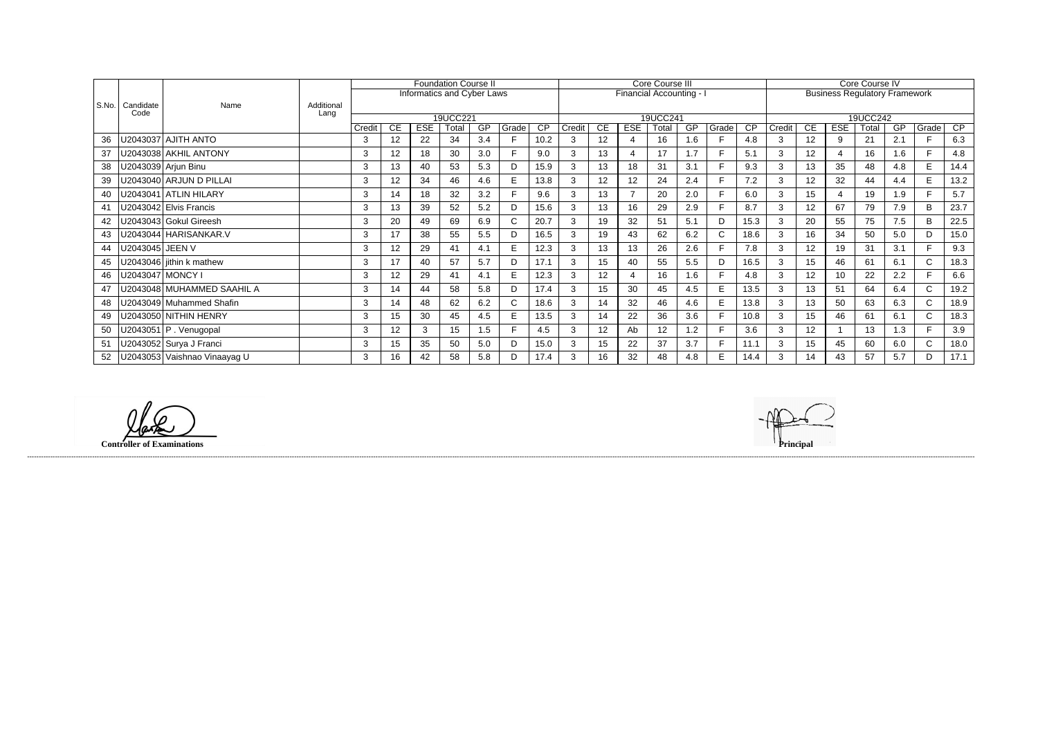| S.No. | Candidate Code | Name | Additional Lang | Foundation Course II | | | | | | | Core Course III | | | | | | | Core Course IV | | | | | | |
|---|---|---|---|---|---|---|---|---|---|---|---|---|---|---|---|---|---|---|---|---|---|---|---|---|
| | | | | Informatics and Cyber Laws | | | | | | | Financial Accounting - I | | | | | | | Business Regulatory Framework | | | | | | |
| | | | | 19UCC221 | | | | | | | 19UCC241 | | | | | | | 19UCC242 | | | | | | |
| | | | | Credit | CE | ESE | Total | GP | Grade | CP | Credit | CE | ESE | Total | GP | Grade | CP | Credit | CE | ESE | Total | GP | Grade | CP |
| 36 | U2043037 | AJITH ANTO | | 3 | 12 | 22 | 34 | 3.4 | F | 10.2 | 3 | 12 | 4 | 16 | 1.6 | F | 4.8 | 3 | 12 | 9 | 21 | 2.1 | F | 6.3 |
| 37 | U2043038 | AKHIL ANTONY | | 3 | 12 | 18 | 30 | 3.0 | F | 9.0 | 3 | 13 | 4 | 17 | 1.7 | F | 5.1 | 3 | 12 | 4 | 16 | 1.6 | F | 4.8 |
| 38 | U2043039 | Arjun Binu | | 3 | 13 | 40 | 53 | 5.3 | D | 15.9 | 3 | 13 | 18 | 31 | 3.1 | F | 9.3 | 3 | 13 | 35 | 48 | 4.8 | E | 14.4 |
| 39 | U2043040 | ARJUN D PILLAI | | 3 | 12 | 34 | 46 | 4.6 | E | 13.8 | 3 | 12 | 12 | 24 | 2.4 | F | 7.2 | 3 | 12 | 32 | 44 | 4.4 | E | 13.2 |
| 40 | U2043041 | ATLIN HILARY | | 3 | 14 | 18 | 32 | 3.2 | F | 9.6 | 3 | 13 | 7 | 20 | 2.0 | F | 6.0 | 3 | 15 | 4 | 19 | 1.9 | F | 5.7 |
| 41 | U2043042 | Elvis Francis | | 3 | 13 | 39 | 52 | 5.2 | D | 15.6 | 3 | 13 | 16 | 29 | 2.9 | F | 8.7 | 3 | 12 | 67 | 79 | 7.9 | B | 23.7 |
| 42 | U2043043 | Gokul Gireesh | | 3 | 20 | 49 | 69 | 6.9 | C | 20.7 | 3 | 19 | 32 | 51 | 5.1 | D | 15.3 | 3 | 20 | 55 | 75 | 7.5 | B | 22.5 |
| 43 | U2043044 | HARISANKAR.V | | 3 | 17 | 38 | 55 | 5.5 | D | 16.5 | 3 | 19 | 43 | 62 | 6.2 | C | 18.6 | 3 | 16 | 34 | 50 | 5.0 | D | 15.0 |
| 44 | U2043045 | JEEN V | | 3 | 12 | 29 | 41 | 4.1 | E | 12.3 | 3 | 13 | 13 | 26 | 2.6 | F | 7.8 | 3 | 12 | 19 | 31 | 3.1 | F | 9.3 |
| 45 | U2043046 | jithin k mathew | | 3 | 17 | 40 | 57 | 5.7 | D | 17.1 | 3 | 15 | 40 | 55 | 5.5 | D | 16.5 | 3 | 15 | 46 | 61 | 6.1 | C | 18.3 |
| 46 | U2043047 | MONCY I | | 3 | 12 | 29 | 41 | 4.1 | E | 12.3 | 3 | 12 | 4 | 16 | 1.6 | F | 4.8 | 3 | 12 | 10 | 22 | 2.2 | F | 6.6 |
| 47 | U2043048 | MUHAMMED SAAHIL A | | 3 | 14 | 44 | 58 | 5.8 | D | 17.4 | 3 | 15 | 30 | 45 | 4.5 | E | 13.5 | 3 | 13 | 51 | 64 | 6.4 | C | 19.2 |
| 48 | U2043049 | Muhammed Shafin | | 3 | 14 | 48 | 62 | 6.2 | C | 18.6 | 3 | 14 | 32 | 46 | 4.6 | E | 13.8 | 3 | 13 | 50 | 63 | 6.3 | C | 18.9 |
| 49 | U2043050 | NITHIN HENRY | | 3 | 15 | 30 | 45 | 4.5 | E | 13.5 | 3 | 14 | 22 | 36 | 3.6 | F | 10.8 | 3 | 15 | 46 | 61 | 6.1 | C | 18.3 |
| 50 | U2043051 | P . Venugopal | | 3 | 12 | 3 | 15 | 1.5 | F | 4.5 | 3 | 12 | Ab | 12 | 1.2 | F | 3.6 | 3 | 12 | 1 | 13 | 1.3 | F | 3.9 |
| 51 | U2043052 | Surya J Franci | | 3 | 15 | 35 | 50 | 5.0 | D | 15.0 | 3 | 15 | 22 | 37 | 3.7 | F | 11.1 | 3 | 15 | 45 | 60 | 6.0 | C | 18.0 |
| 52 | U2043053 | Vaishnao Vinaayag U | | 3 | 16 | 42 | 58 | 5.8 | D | 17.4 | 3 | 16 | 32 | 48 | 4.8 | E | 14.4 | 3 | 14 | 43 | 57 | 5.7 | D | 17.1 |

**Controller of Examinations**

**Principal**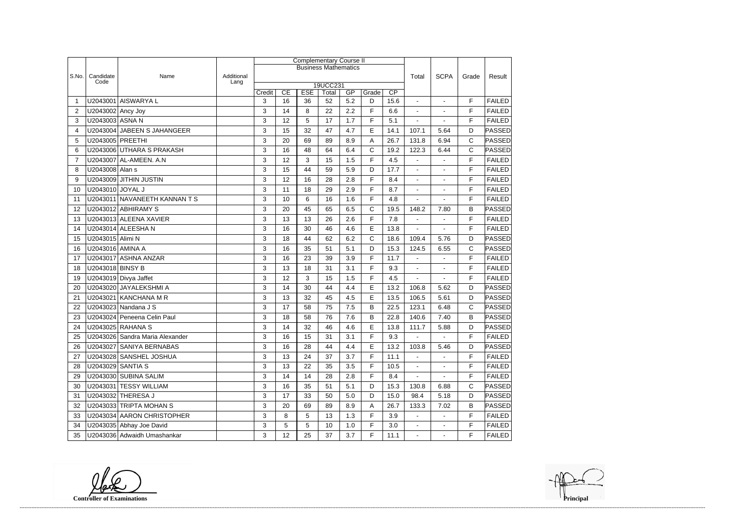| S.No. | Candidate Code | Name | Additional Lang | Complementary Course II | | | | | | | Total | SCPA | Grade | Result |
|---|---|---|---|---|---|---|---|---|---|---|---|---|---|---|
| | | | | Business Mathematics | | | | | | | | | | |
| | | | | 19UCC231 | | | | | | | | | | |
| | | | | Credit | CE | ESE | Total | GP | Grade | CP | | | | |
| 1 | U2043001 | AISWARYA L | | 3 | 16 | 36 | 52 | 5.2 | D | 15.6 | - | - | F | FAILED |
| 2 | U2043002 | Ancy Joy | | 3 | 14 | 8 | 22 | 2.2 | F | 6.6 | - | - | F | FAILED |
| 3 | U2043003 | ASNA N | | 3 | 12 | 5 | 17 | 1.7 | F | 5.1 | - | - | F | FAILED |
| 4 | U2043004 | JABEEN S JAHANGEER | | 3 | 15 | 32 | 47 | 4.7 | E | 14.1 | 107.1 | 5.64 | D | PASSED |
| 5 | U2043005 | PREETHI | | 3 | 20 | 69 | 89 | 8.9 | A | 26.7 | 131.8 | 6.94 | C | PASSED |
| 6 | U2043006 | UTHARA S PRAKASH | | 3 | 16 | 48 | 64 | 6.4 | C | 19.2 | 122.3 | 6.44 | C | PASSED |
| 7 | U2043007 | AL-AMEEN. A.N | | 3 | 12 | 3 | 15 | 1.5 | F | 4.5 | - | - | F | FAILED |
| 8 | U2043008 | Alan s | | 3 | 15 | 44 | 59 | 5.9 | D | 17.7 | - | - | F | FAILED |
| 9 | U2043009 | JITHIN JUSTIN | | 3 | 12 | 16 | 28 | 2.8 | F | 8.4 | - | - | F | FAILED |
| 10 | U2043010 | JOYAL J | | 3 | 11 | 18 | 29 | 2.9 | F | 8.7 | - | - | F | FAILED |
| 11 | U2043011 | NAVANEETH KANNAN T S | | 3 | 10 | 6 | 16 | 1.6 | F | 4.8 | - | - | F | FAILED |
| 12 | U2043012 | ABHIRAMY S | | 3 | 20 | 45 | 65 | 6.5 | C | 19.5 | 148.2 | 7.80 | B | PASSED |
| 13 | U2043013 | ALEENA XAVIER | | 3 | 13 | 13 | 26 | 2.6 | F | 7.8 | - | - | F | FAILED |
| 14 | U2043014 | ALEESHA N | | 3 | 16 | 30 | 46 | 4.6 | E | 13.8 | - | - | F | FAILED |
| 15 | U2043015 | Alimi N | | 3 | 18 | 44 | 62 | 6.2 | C | 18.6 | 109.4 | 5.76 | D | PASSED |
| 16 | U2043016 | AMINA A | | 3 | 16 | 35 | 51 | 5.1 | D | 15.3 | 124.5 | 6.55 | C | PASSED |
| 17 | U2043017 | ASHNA ANZAR | | 3 | 16 | 23 | 39 | 3.9 | F | 11.7 | - | - | F | FAILED |
| 18 | U2043018 | BINSY B | | 3 | 13 | 18 | 31 | 3.1 | F | 9.3 | - | - | F | FAILED |
| 19 | U2043019 | Divya Jaffet | | 3 | 12 | 3 | 15 | 1.5 | F | 4.5 | - | - | F | FAILED |
| 20 | U2043020 | JAYALEKSHMI A | | 3 | 14 | 30 | 44 | 4.4 | E | 13.2 | 106.8 | 5.62 | D | PASSED |
| 21 | U2043021 | KANCHANA M R | | 3 | 13 | 32 | 45 | 4.5 | E | 13.5 | 106.5 | 5.61 | D | PASSED |
| 22 | U2043023 | Nandana J S | | 3 | 17 | 58 | 75 | 7.5 | B | 22.5 | 123.1 | 6.48 | C | PASSED |
| 23 | U2043024 | Peneena Celin Paul | | 3 | 18 | 58 | 76 | 7.6 | B | 22.8 | 140.6 | 7.40 | B | PASSED |
| 24 | U2043025 | RAHANA S | | 3 | 14 | 32 | 46 | 4.6 | E | 13.8 | 111.7 | 5.88 | D | PASSED |
| 25 | U2043026 | Sandra Maria Alexander | | 3 | 16 | 15 | 31 | 3.1 | F | 9.3 | - | - | F | FAILED |
| 26 | U2043027 | SANIYA BERNABAS | | 3 | 16 | 28 | 44 | 4.4 | E | 13.2 | 103.8 | 5.46 | D | PASSED |
| 27 | U2043028 | SANSHEL JOSHUA | | 3 | 13 | 24 | 37 | 3.7 | F | 11.1 | - | - | F | FAILED |
| 28 | U2043029 | SANTIA S | | 3 | 13 | 22 | 35 | 3.5 | F | 10.5 | - | - | F | FAILED |
| 29 | U2043030 | SUBINA SALIM | | 3 | 14 | 14 | 28 | 2.8 | F | 8.4 | - | - | F | FAILED |
| 30 | U2043031 | TESSY WILLIAM | | 3 | 16 | 35 | 51 | 5.1 | D | 15.3 | 130.8 | 6.88 | C | PASSED |
| 31 | U2043032 | THERESA J | | 3 | 17 | 33 | 50 | 5.0 | D | 15.0 | 98.4 | 5.18 | D | PASSED |
| 32 | U2043033 | TRIPTA MOHAN S | | 3 | 20 | 69 | 89 | 8.9 | A | 26.7 | 133.3 | 7.02 | B | PASSED |
| 33 | U2043034 | AARON CHRISTOPHER | | 3 | 8 | 5 | 13 | 1.3 | F | 3.9 | - | - | F | FAILED |
| 34 | U2043035 | Abhay Joe David | | 3 | 5 | 5 | 10 | 1.0 | F | 3.0 | - | - | F | FAILED |
| 35 | U2043036 | Adwaidh Umashankar | | 3 | 12 | 25 | 37 | 3.7 | F | 11.1 | - | - | F | FAILED |

**Controller of Examinations** **Principal**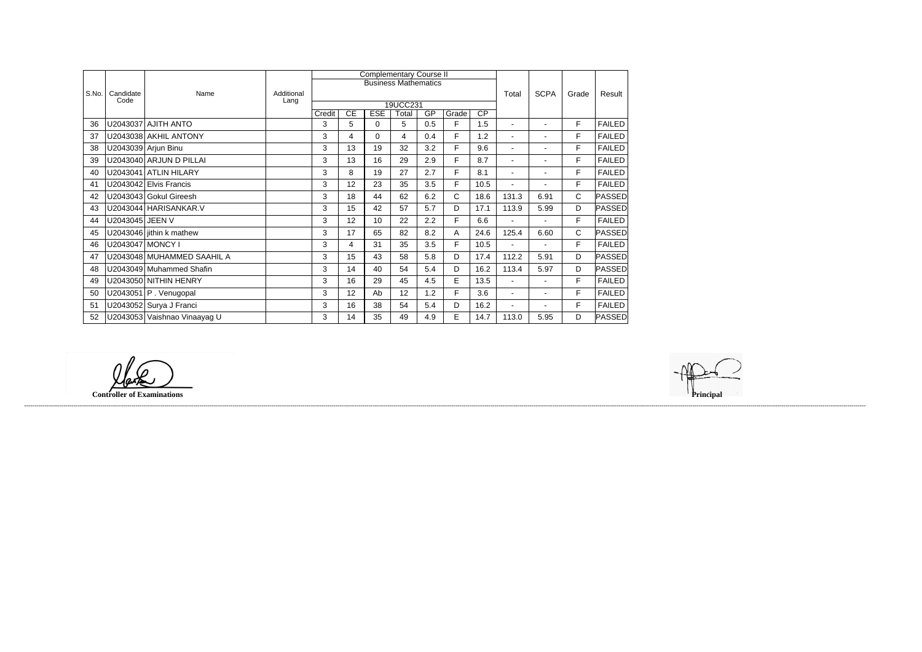| S.No. | Candidate Code | Name | Additional Lang | Complementary Course II Business Mathematics 19UCC231 | | | | | | | Total | SCPA | Grade | Result |
|---|---|---|---|---|---|---|---|---|---|---|---|---|---|---|
| | | | | Credit | CE | ESE | Total | GP | Grade | CP | | | | |
| 36 | U2043037 | AJITH ANTO | | 3 | 5 | 0 | 5 | 0.5 | F | 1.5 | - | - | F | FAILED |
| 37 | U2043038 | AKHIL ANTONY | | 3 | 4 | 0 | 4 | 0.4 | F | 1.2 | - | - | F | FAILED |
| 38 | U2043039 | Arjun Binu | | 3 | 13 | 19 | 32 | 3.2 | F | 9.6 | - | - | F | FAILED |
| 39 | U2043040 | ARJUN D PILLAI | | 3 | 13 | 16 | 29 | 2.9 | F | 8.7 | - | - | F | FAILED |
| 40 | U2043041 | ATLIN HILARY | | 3 | 8 | 19 | 27 | 2.7 | F | 8.1 | - | - | F | FAILED |
| 41 | U2043042 | Elvis Francis | | 3 | 12 | 23 | 35 | 3.5 | F | 10.5 | - | - | F | FAILED |
| 42 | U2043043 | Gokul Gireesh | | 3 | 18 | 44 | 62 | 6.2 | C | 18.6 | 131.3 | 6.91 | C | PASSED |
| 43 | U2043044 | HARISANKAR.V | | 3 | 15 | 42 | 57 | 5.7 | D | 17.1 | 113.9 | 5.99 | D | PASSED |
| 44 | U2043045 | JEEN V | | 3 | 12 | 10 | 22 | 2.2 | F | 6.6 | - | - | F | FAILED |
| 45 | U2043046 | jithin k mathew | | 3 | 17 | 65 | 82 | 8.2 | A | 24.6 | 125.4 | 6.60 | C | PASSED |
| 46 | U2043047 | MONCY I | | 3 | 4 | 31 | 35 | 3.5 | F | 10.5 | - | - | F | FAILED |
| 47 | U2043048 | MUHAMMED SAAHIL A | | 3 | 15 | 43 | 58 | 5.8 | D | 17.4 | 112.2 | 5.91 | D | PASSED |
| 48 | U2043049 | Muhammed Shafin | | 3 | 14 | 40 | 54 | 5.4 | D | 16.2 | 113.4 | 5.97 | D | PASSED |
| 49 | U2043050 | NITHIN HENRY | | 3 | 16 | 29 | 45 | 4.5 | E | 13.5 | - | - | F | FAILED |
| 50 | U2043051 | P . Venugopal | | 3 | 12 | Ab | 12 | 1.2 | F | 3.6 | - | - | F | FAILED |
| 51 | U2043052 | Surya J Franci | | 3 | 16 | 38 | 54 | 5.4 | D | 16.2 | - | - | F | FAILED |
| 52 | U2043053 | Vaishnao Vinaayag U | | 3 | 14 | 35 | 49 | 4.9 | E | 14.7 | 113.0 | 5.95 | D | PASSED |

**Controller of Examinations**

**Principal**